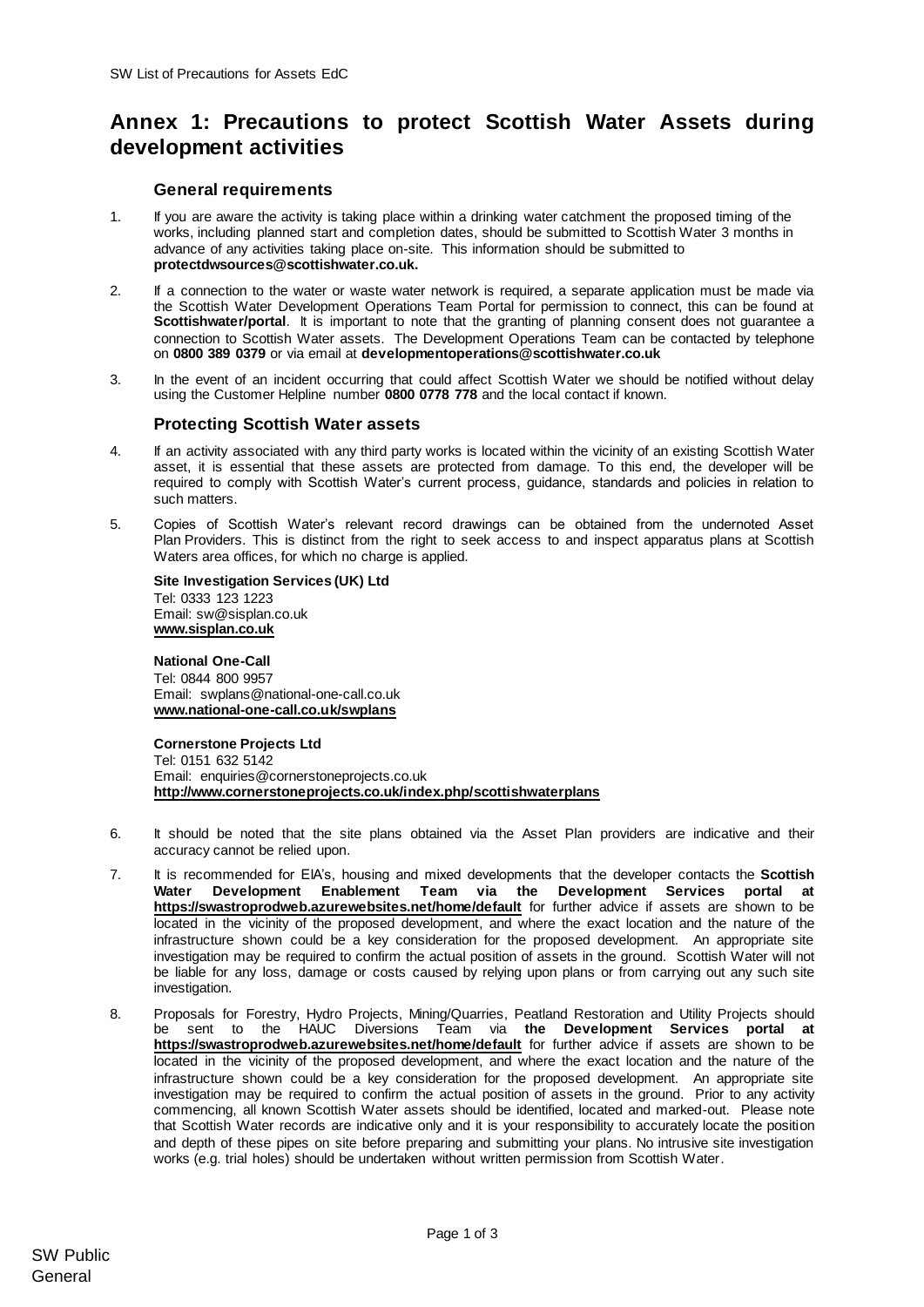# Annex 1: Precautions to protect Scottish Water Assets during development activities

## General requirements

1. If you are aware the activity is taking place within a drinking water catchment the proposed timing of the works, including planned start and completion dates, should be submitted to Scottish Water 3 months in advance of any activities taking place on-site. This information should be submitted to **protectdwsources@scottishwater.co.uk.**

2. If a connection to the water or waste water network is required, a separate application must be made via the Scottish Water Development Operations Team Portal for permission to connect, this can be found at **Scottishwater/portal**. It is important to note that the granting of planning consent does not guarantee a connection to Scottish Water assets. The Development Operations Team can be contacted by telephone on **0800 389 0379** or via email at **developmentoperations@scottishwater.co.uk**

3. In the event of an incident occurring that could affect Scottish Water we should be notified without delay using the Customer Helpline number **0800 0778 778** and the local contact if known.

## Protecting Scottish Water assets

4. If an activity associated with any third party works is located within the vicinity of an existing Scottish Water asset, it is essential that these assets are protected from damage. To this end, the developer will be required to comply with Scottish Water's current process, guidance, standards and policies in relation to such matters.

5. Copies of Scottish Water's relevant record drawings can be obtained from the undernoted Asset Plan Providers. This is distinct from the right to seek access to and inspect apparatus plans at Scottish Waters area offices, for which no charge is applied.

   **Site Investigation Services (UK) Ltd**
   Tel: 0333 123 1223
   Email: sw@sisplan.co.uk
   **www.sisplan.co.uk**

   **National One-Call**
   Tel: 0844 800 9957
   Email: swplans@national-one-call.co.uk
   **www.national-one-call.co.uk/swplans**

   **Cornerstone Projects Ltd**
   Tel: 0151 632 5142
   Email: enquiries@cornerstoneprojects.co.uk
   **http://www.cornerstoneprojects.co.uk/index.php/scottishwaterplans**

6. It should be noted that the site plans obtained via the Asset Plan providers are indicative and their accuracy cannot be relied upon.

7. It is recommended for EIA's, housing and mixed developments that the developer contacts the **Scottish Water Development Enablement Team via the Development Services portal at https://swastroprodweb.azurewebsites.net/home/default** for further advice if assets are shown to be located in the vicinity of the proposed development, and where the exact location and the nature of the infrastructure shown could be a key consideration for the proposed development. An appropriate site investigation may be required to confirm the actual position of assets in the ground. Scottish Water will not be liable for any loss, damage or costs caused by relying upon plans or from carrying out any such site investigation.

8. Proposals for Forestry, Hydro Projects, Mining/Quarries, Peatland Restoration and Utility Projects should be sent to the HAUC Diversions Team via **the Development Services portal at https://swastroprodweb.azurewebsites.net/home/default** for further advice if assets are shown to be located in the vicinity of the proposed development, and where the exact location and the nature of the infrastructure shown could be a key consideration for the proposed development. An appropriate site investigation may be required to confirm the actual position of assets in the ground. Prior to any activity commencing, all known Scottish Water assets should be identified, located and marked-out. Please note that Scottish Water records are indicative only and it is your responsibility to accurately locate the position and depth of these pipes on site before preparing and submitting your plans. No intrusive site investigation works (e.g. trial holes) should be undertaken without written permission from Scottish Water.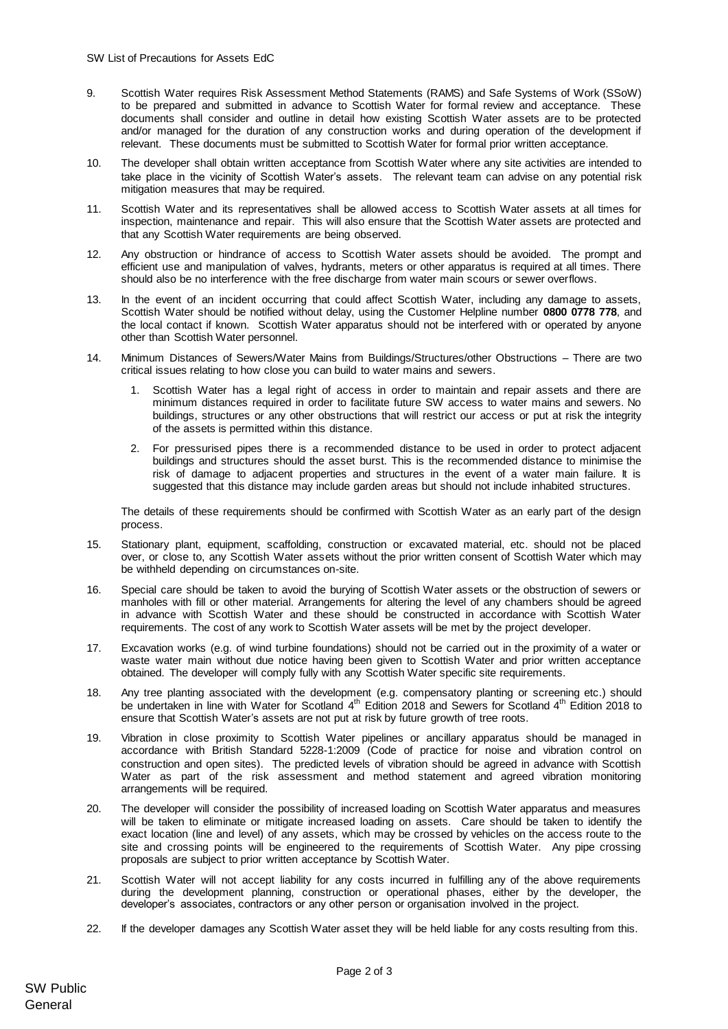9. Scottish Water requires Risk Assessment Method Statements (RAMS) and Safe Systems of Work (SSoW) to be prepared and submitted in advance to Scottish Water for formal review and acceptance. These documents shall consider and outline in detail how existing Scottish Water assets are to be protected and/or managed for the duration of any construction works and during operation of the development if relevant. These documents must be submitted to Scottish Water for formal prior written acceptance.

10. The developer shall obtain written acceptance from Scottish Water where any site activities are intended to take place in the vicinity of Scottish Water's assets. The relevant team can advise on any potential risk mitigation measures that may be required.

11. Scottish Water and its representatives shall be allowed access to Scottish Water assets at all times for inspection, maintenance and repair. This will also ensure that the Scottish Water assets are protected and that any Scottish Water requirements are being observed.

12. Any obstruction or hindrance of access to Scottish Water assets should be avoided. The prompt and efficient use and manipulation of valves, hydrants, meters or other apparatus is required at all times. There should also be no interference with the free discharge from water main scours or sewer overflows.

13. In the event of an incident occurring that could affect Scottish Water, including any damage to assets, Scottish Water should be notified without delay, using the Customer Helpline number **0800 0778 778**, and the local contact if known. Scottish Water apparatus should not be interfered with or operated by anyone other than Scottish Water personnel.

14. Minimum Distances of Sewers/Water Mains from Buildings/Structures/other Obstructions – There are two critical issues relating to how close you can build to water mains and sewers.

    1. Scottish Water has a legal right of access in order to maintain and repair assets and there are minimum distances required in order to facilitate future SW access to water mains and sewers. No buildings, structures or any other obstructions that will restrict our access or put at risk the integrity of the assets is permitted within this distance.

    2. For pressurised pipes there is a recommended distance to be used in order to protect adjacent buildings and structures should the asset burst. This is the recommended distance to minimise the risk of damage to adjacent properties and structures in the event of a water main failure. It is suggested that this distance may include garden areas but should not include inhabited structures.

    The details of these requirements should be confirmed with Scottish Water as an early part of the design process.

15. Stationary plant, equipment, scaffolding, construction or excavated material, etc. should not be placed over, or close to, any Scottish Water assets without the prior written consent of Scottish Water which may be withheld depending on circumstances on-site.

16. Special care should be taken to avoid the burying of Scottish Water assets or the obstruction of sewers or manholes with fill or other material. Arrangements for altering the level of any chambers should be agreed in advance with Scottish Water and these should be constructed in accordance with Scottish Water requirements. The cost of any work to Scottish Water assets will be met by the project developer.

17. Excavation works (e.g. of wind turbine foundations) should not be carried out in the proximity of a water or waste water main without due notice having been given to Scottish Water and prior written acceptance obtained. The developer will comply fully with any Scottish Water specific site requirements.

18. Any tree planting associated with the development (e.g. compensatory planting or screening etc.) should be undertaken in line with Water for Scotland 4th Edition 2018 and Sewers for Scotland 4th Edition 2018 to ensure that Scottish Water's assets are not put at risk by future growth of tree roots.

19. Vibration in close proximity to Scottish Water pipelines or ancillary apparatus should be managed in accordance with British Standard 5228-1:2009 (Code of practice for noise and vibration control on construction and open sites). The predicted levels of vibration should be agreed in advance with Scottish Water as part of the risk assessment and method statement and agreed vibration monitoring arrangements will be required.

20. The developer will consider the possibility of increased loading on Scottish Water apparatus and measures will be taken to eliminate or mitigate increased loading on assets. Care should be taken to identify the exact location (line and level) of any assets, which may be crossed by vehicles on the access route to the site and crossing points will be engineered to the requirements of Scottish Water. Any pipe crossing proposals are subject to prior written acceptance by Scottish Water.

21. Scottish Water will not accept liability for any costs incurred in fulfilling any of the above requirements during the development planning, construction or operational phases, either by the developer, the developer's associates, contractors or any other person or organisation involved in the project.

22. If the developer damages any Scottish Water asset they will be held liable for any costs resulting from this.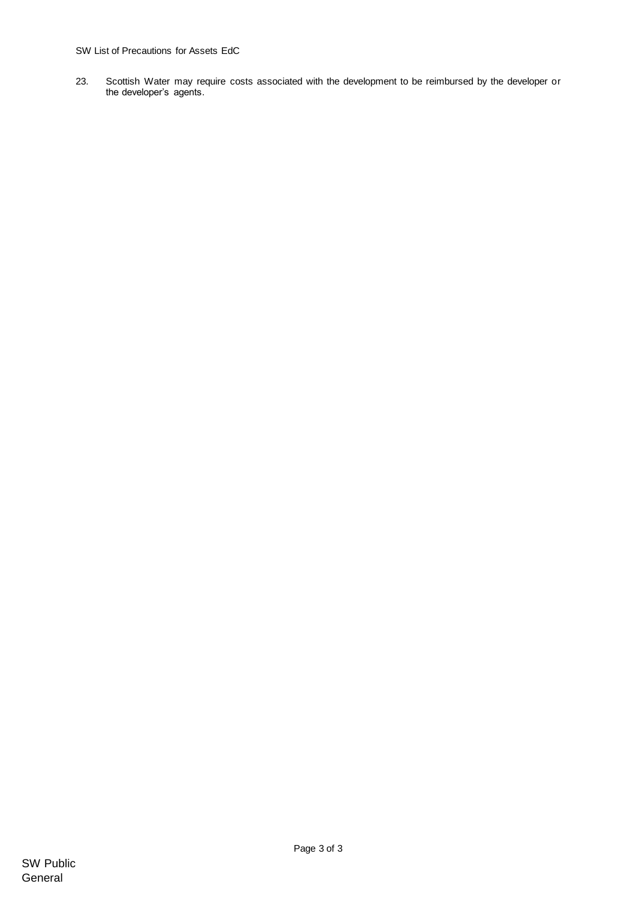23. Scottish Water may require costs associated with the development to be reimbursed by the developer or the developer's agents.